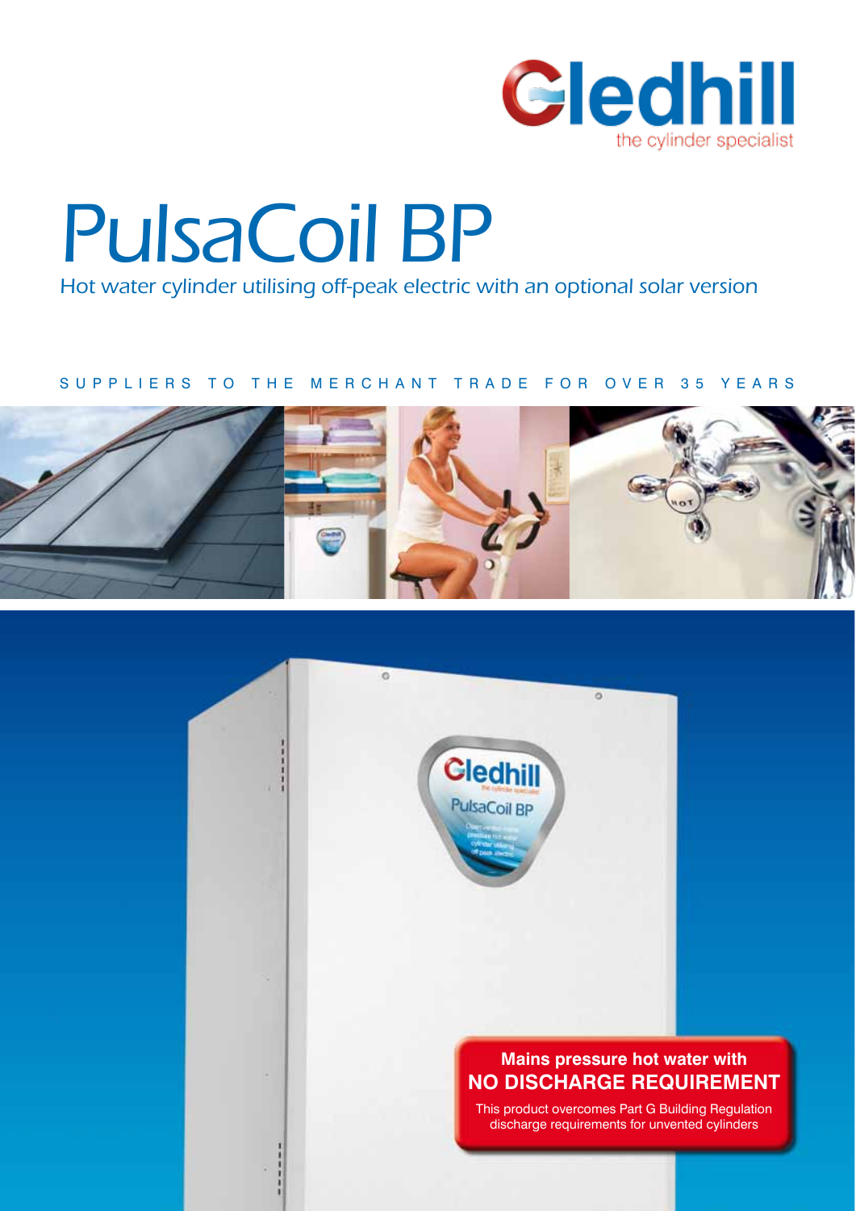Gledhill

the cylinder specialist

# PulsaCoil BP

*Hot water cylinder utilising off-peak electric with an optional solar version*

SUPPLIERS TO THE MERCHANT TRADE FOR OVER 35 YEARS

**Mains pressure hot water with**
**NO DISCHARGE REQUIREMENT**

This product overcomes Part G Building Regulation discharge requirements for unvented cylinders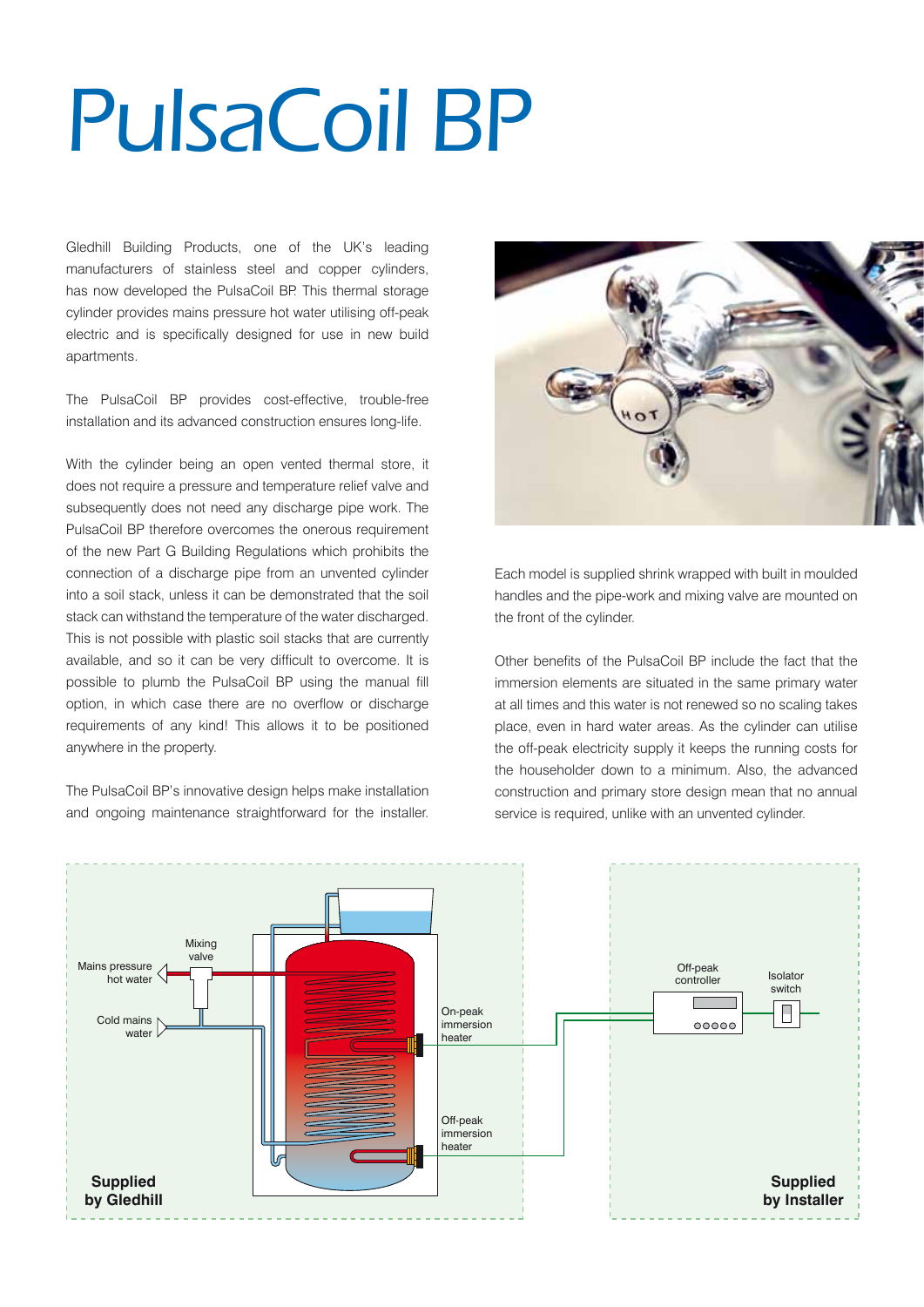# PulsaCoil BP

Gledhill Building Products, one of the UK's leading manufacturers of stainless steel and copper cylinders, has now developed the PulsaCoil BP. This thermal storage cylinder provides mains pressure hot water utilising off-peak electric and is specifically designed for use in new build apartments.

The PulsaCoil BP provides cost-effective, trouble-free installation and its advanced construction ensures long-life.

With the cylinder being an open vented thermal store, it does not require a pressure and temperature relief valve and subsequently does not need any discharge pipe work. The PulsaCoil BP therefore overcomes the onerous requirement of the new Part G Building Regulations which prohibits the connection of a discharge pipe from an unvented cylinder into a soil stack, unless it can be demonstrated that the soil stack can withstand the temperature of the water discharged. This is not possible with plastic soil stacks that are currently available, and so it can be very difficult to overcome. It is possible to plumb the PulsaCoil BP using the manual fill option, in which case there are no overflow or discharge requirements of any kind! This allows it to be positioned anywhere in the property.

The PulsaCoil BP's innovative design helps make installation and ongoing maintenance straightforward for the installer.

Each model is supplied shrink wrapped with built in moulded handles and the pipe-work and mixing valve are mounted on the front of the cylinder.

Other benefits of the PulsaCoil BP include the fact that the immersion elements are situated in the same primary water at all times and this water is not renewed so no scaling takes place, even in hard water areas. As the cylinder can utilise the off-peak electricity supply it keeps the running costs for the householder down to a minimum. Also, the advanced construction and primary store design mean that no annual service is required, unlike with an unvented cylinder.

Mixing valve
Mains pressure hot water
Cold mains water
On-peak immersion heater
Off-peak immersion heater
Off-peak controller
Isolator switch

**Supplied by Gledhill**

**Supplied by Installer**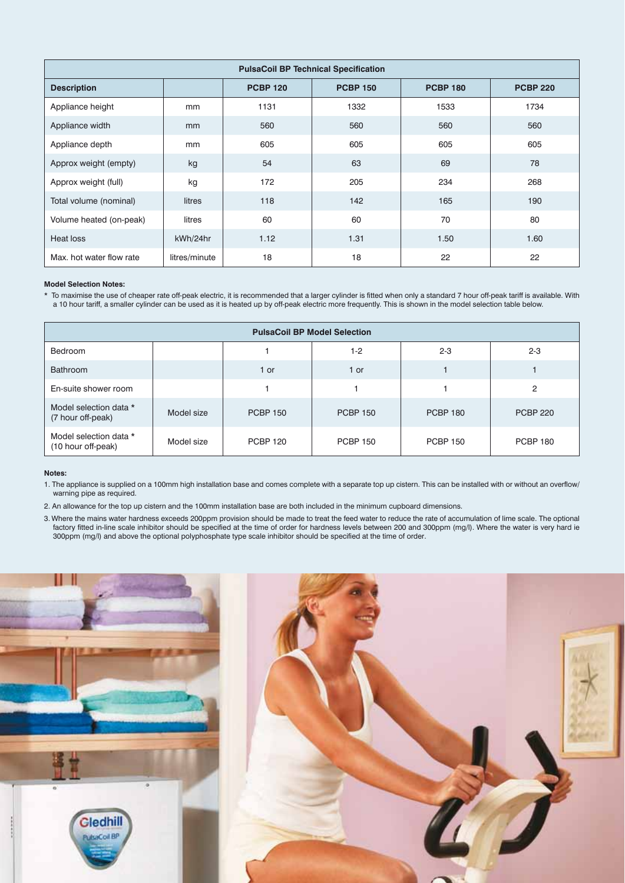| PulsaCoil BP Technical Specification | | | | | |
|---|---|---|---|---|---|
| **Description** | | **PCBP 120** | **PCBP 150** | **PCBP 180** | **PCBP 220** |
| Appliance height | mm | 1131 | 1332 | 1533 | 1734 |
| Appliance width | mm | 560 | 560 | 560 | 560 |
| Appliance depth | mm | 605 | 605 | 605 | 605 |
| Approx weight (empty) | kg | 54 | 63 | 69 | 78 |
| Approx weight (full) | kg | 172 | 205 | 234 | 268 |
| Total volume (nominal) | litres | 118 | 142 | 165 | 190 |
| Volume heated (on-peak) | litres | 60 | 60 | 70 | 80 |
| Heat loss | kWh/24hr | 1.12 | 1.31 | 1.50 | 1.60 |
| Max. hot water flow rate | litres/minute | 18 | 18 | 22 | 22 |

**Model Selection Notes:**

* To maximise the use of cheaper rate off-peak electric, it is recommended that a larger cylinder is fitted when only a standard 7 hour off-peak tariff is available. With a 10 hour tariff, a smaller cylinder can be used as it is heated up by off-peak electric more frequently. This is shown in the model selection table below.

| PulsaCoil BP Model Selection | | | | | |
|---|---|---|---|---|---|
| Bedroom | | 1 | 1-2 | 2-3 | 2-3 |
| Bathroom | | 1 or | 1 or | 1 | 1 |
| En-suite shower room | | 1 | 1 | 1 | 2 |
| Model selection data * (7 hour off-peak) | Model size | PCBP 150 | PCBP 150 | PCBP 180 | PCBP 220 |
| Model selection data * (10 hour off-peak) | Model size | PCBP 120 | PCBP 150 | PCBP 150 | PCBP 180 |

**Notes:**

1. The appliance is supplied on a 100mm high installation base and comes complete with a separate top up cistern. This can be installed with or without an overflow/warning pipe as required.
2. An allowance for the top up cistern and the 100mm installation base are both included in the minimum cupboard dimensions.
3. Where the mains water hardness exceeds 200ppm provision should be made to treat the feed water to reduce the rate of accumulation of lime scale. The optional factory fitted in-line scale inhibitor should be specified at the time of order for hardness levels between 200 and 300ppm (mg/l). Where the water is very hard ie 300ppm (mg/l) and above the optional polyphosphate type scale inhibitor should be specified at the time of order.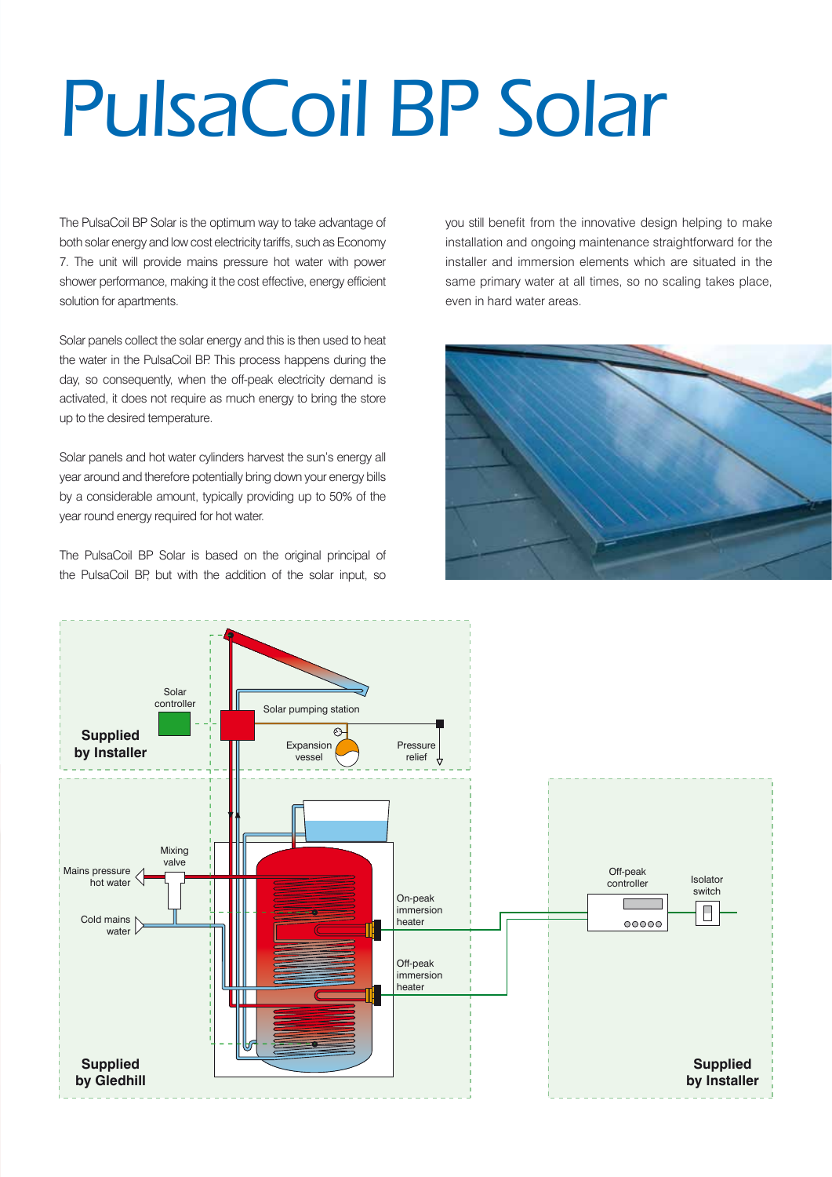# PulsaCoil BP Solar

The PulsaCoil BP Solar is the optimum way to take advantage of both solar energy and low cost electricity tariffs, such as Economy 7. The unit will provide mains pressure hot water with power shower performance, making it the cost effective, energy efficient solution for apartments.

Solar panels collect the solar energy and this is then used to heat the water in the PulsaCoil BP. This process happens during the day, so consequently, when the off-peak electricity demand is activated, it does not require as much energy to bring the store up to the desired temperature.

Solar panels and hot water cylinders harvest the sun's energy all year around and therefore potentially bring down your energy bills by a considerable amount, typically providing up to 50% of the year round energy required for hot water.

The PulsaCoil BP Solar is based on the original principal of the PulsaCoil BP, but with the addition of the solar input, so you still benefit from the innovative design helping to make installation and ongoing maintenance straightforward for the installer and immersion elements which are situated in the same primary water at all times, so no scaling takes place, even in hard water areas.

Solar controller
Solar pumping station
Expansion vessel
Pressure relief
**Supplied by Installer**

Mixing valve
Mains pressure hot water
Cold mains water
On-peak immersion heater
Off-peak immersion heater
**Supplied by Gledhill**

Off-peak controller
Isolator switch
**Supplied by Installer**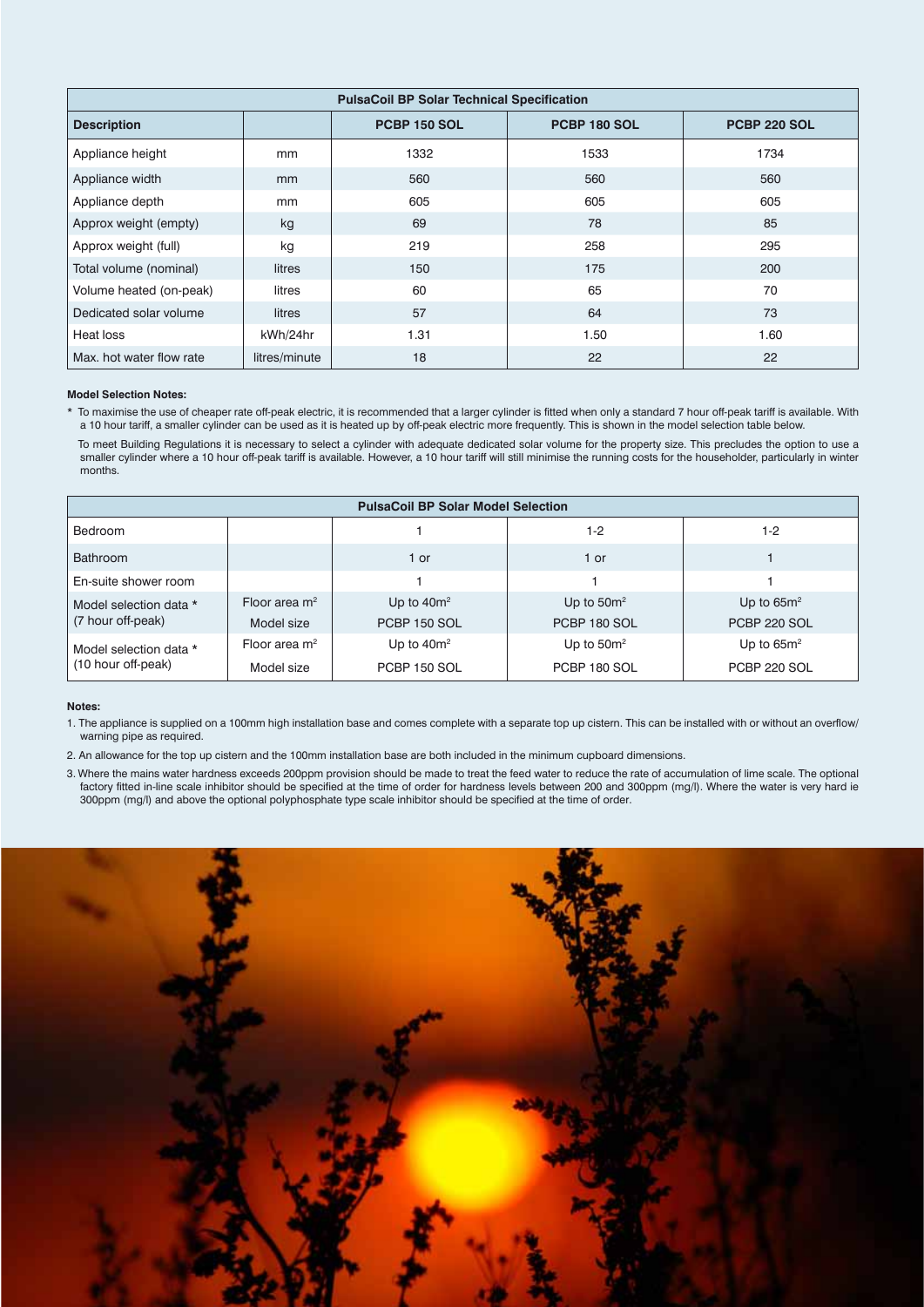| PulsaCoil BP Solar Technical Specification | | | | |
|---|---|---|---|---|
| **Description** | | **PCBP 150 SOL** | **PCBP 180 SOL** | **PCBP 220 SOL** |
| Appliance height | mm | 1332 | 1533 | 1734 |
| Appliance width | mm | 560 | 560 | 560 |
| Appliance depth | mm | 605 | 605 | 605 |
| Approx weight (empty) | kg | 69 | 78 | 85 |
| Approx weight (full) | kg | 219 | 258 | 295 |
| Total volume (nominal) | litres | 150 | 175 | 200 |
| Volume heated (on-peak) | litres | 60 | 65 | 70 |
| Dedicated solar volume | litres | 57 | 64 | 73 |
| Heat loss | kWh/24hr | 1.31 | 1.50 | 1.60 |
| Max. hot water flow rate | litres/minute | 18 | 22 | 22 |

**Model Selection Notes:**

* To maximise the use of cheaper rate off-peak electric, it is recommended that a larger cylinder is fitted when only a standard 7 hour off-peak tariff is available. With a 10 hour tariff, a smaller cylinder can be used as it is heated up by off-peak electric more frequently. This is shown in the model selection table below.

To meet Building Regulations it is necessary to select a cylinder with adequate dedicated solar volume for the property size. This precludes the option to use a smaller cylinder where a 10 hour off-peak tariff is available. However, a 10 hour tariff will still minimise the running costs for the householder, particularly in winter months.

| PulsaCoil BP Solar Model Selection | | | | |
|---|---|---|---|---|
| Bedroom | | 1 | 1-2 | 1-2 |
| Bathroom | | 1 or | 1 or | 1 |
| En-suite shower room | | 1 | 1 | 1 |
| Model selection data * (7 hour off-peak) | Floor area $m^2$ | Up to $40m^2$ | Up to $50m^2$ | Up to $65m^2$ |
| | Model size | PCBP 150 SOL | PCBP 180 SOL | PCBP 220 SOL |
| Model selection data * (10 hour off-peak) | Floor area $m^2$ | Up to $40m^2$ | Up to $50m^2$ | Up to $65m^2$ |
| | Model size | PCBP 150 SOL | PCBP 180 SOL | PCBP 220 SOL |

**Notes:**

1. The appliance is supplied on a 100mm high installation base and comes complete with a separate top up cistern. This can be installed with or without an overflow/ warning pipe as required.
2. An allowance for the top up cistern and the 100mm installation base are both included in the minimum cupboard dimensions.
3. Where the mains water hardness exceeds 200ppm provision should be made to treat the feed water to reduce the rate of accumulation of lime scale. The optional factory fitted in-line scale inhibitor should be specified at the time of order for hardness levels between 200 and 300ppm (mg/l). Where the water is very hard ie 300ppm (mg/l) and above the optional polyphosphate type scale inhibitor should be specified at the time of order.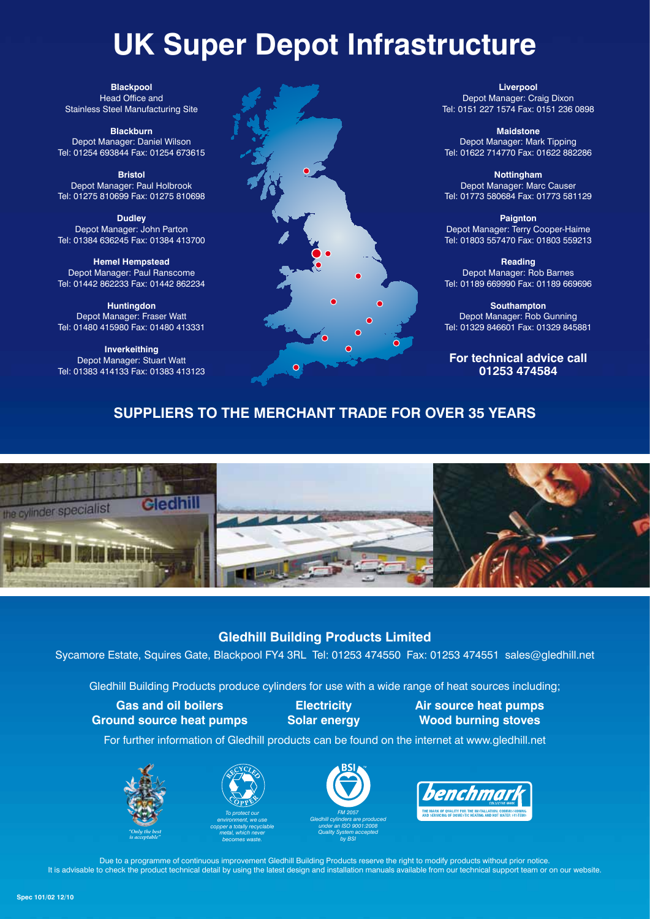# UK Super Depot Infrastructure

**Blackpool**
Head Office and
Stainless Steel Manufacturing Site

**Blackburn**
Depot Manager: Daniel Wilson
Tel: 01254 693844 Fax: 01254 673615

**Bristol**
Depot Manager: Paul Holbrook
Tel: 01275 810699 Fax: 01275 810698

**Dudley**
Depot Manager: John Parton
Tel: 01384 636245 Fax: 01384 413700

**Hemel Hempstead**
Depot Manager: Paul Ranscome
Tel: 01442 862233 Fax: 01442 862234

**Huntingdon**
Depot Manager: Fraser Watt
Tel: 01480 415980 Fax: 01480 413331

**Inverkeithing**
Depot Manager: Stuart Watt
Tel: 01383 414133 Fax: 01383 413123

**Liverpool**
Depot Manager: Craig Dixon
Tel: 0151 227 1574 Fax: 0151 236 0898

**Maidstone**
Depot Manager: Mark Tipping
Tel: 01622 714770 Fax: 01622 882286

**Nottingham**
Depot Manager: Marc Causer
Tel: 01773 580684 Fax: 01773 581129

**Paignton**
Depot Manager: Terry Cooper-Haime
Tel: 01803 557470 Fax: 01803 559213

**Reading**
Depot Manager: Rob Barnes
Tel: 01189 669990 Fax: 01189 669696

**Southampton**
Depot Manager: Rob Gunning
Tel: 01329 846601 Fax: 01329 845881

**For technical advice call 01253 474584**

## SUPPLIERS TO THE MERCHANT TRADE FOR OVER 35 YEARS

### Gledhill Building Products Limited

Sycamore Estate, Squires Gate, Blackpool FY4 3RL Tel: 01253 474550 Fax: 01253 474551 sales@gledhill.net

Gledhill Building Products produce cylinders for use with a wide range of heat sources including;

**Gas and oil boilers** **Electricity** **Air source heat pumps**
**Ground source heat pumps** **Solar energy** **Wood burning stoves**

For further information of Gledhill products can be found on the internet at www.gledhill.net

*"Only the best is acceptable"*

*To protect our environment, we use copper a totally recyclable metal, which never becomes waste.*

*FM 2057 Gledhill cylinders are produced under an ISO 9001:2008 Quality System accepted by BSI*

THE MARK OF QUALITY FOR THE INSTALLATION, COMMISSIONING AND SERVICING OF DOMESTIC HEATING AND HOT WATER SYSTEMS

Due to a programme of continuous improvement Gledhill Building Products reserve the right to modify products without prior notice.
It is advisable to check the product technical detail by using the latest design and installation manuals available from our technical support team or on our website.

Spec 101/02 12/10